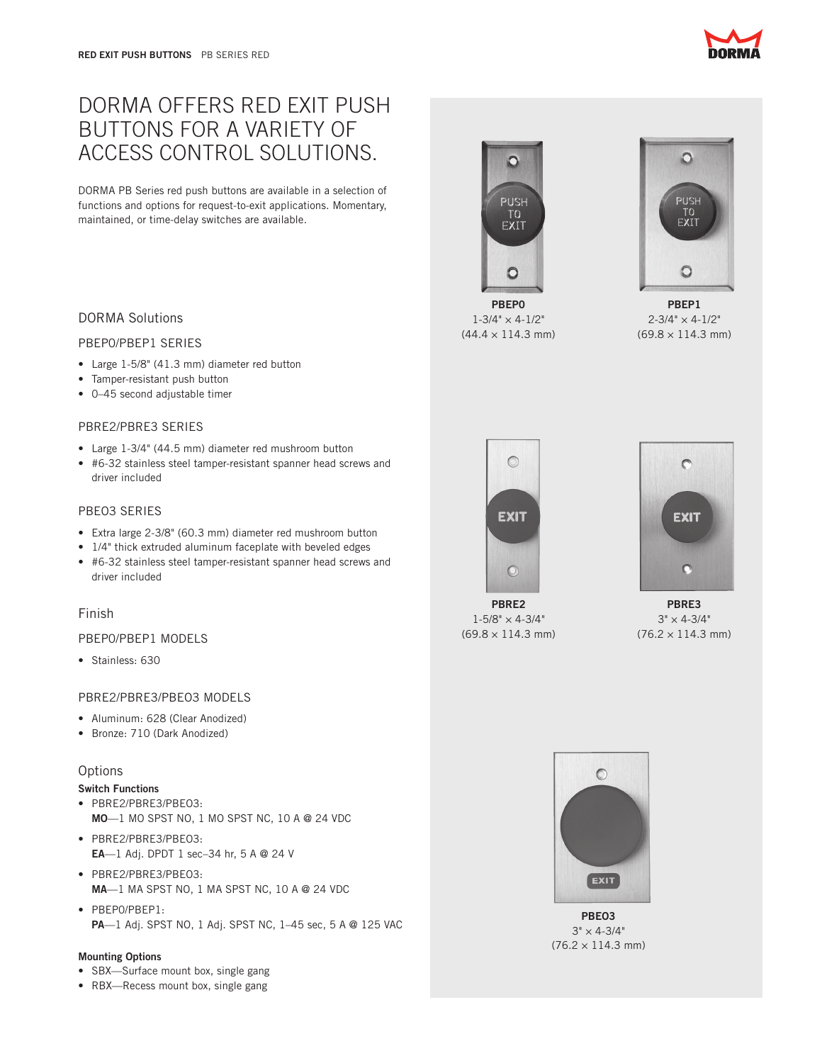# DORMA OFFERS RED EXIT PUSH BUTTONS FOR A VARIETY OF ACCESS CONTROL SOLUTIONS.

DORMA PB Series red push buttons are available in a selection of functions and options for request-to-exit applications. Momentary, maintained, or time-delay switches are available.

## DORMA Solutions

### PBEP0/PBEP1 SERIES

- Large 1-5/8" (41.3 mm) diameter red button
- Tamper-resistant push button
- 0–45 second adjustable timer

### PBRE2/PBRE3 SERIES

- Large 1-3/4" (44.5 mm) diameter red mushroom button
- #6-32 stainless steel tamper-resistant spanner head screws and driver included

### PBEO3 SERIES

- Extra large 2-3/8" (60.3 mm) diameter red mushroom button
- 1/4" thick extruded aluminum faceplate with beveled edges
- #6-32 stainless steel tamper-resistant spanner head screws and driver included

## Finish

### PBEP0/PBEP1 MODELS

- Stainless: 630

### PBRE2/PBRE3/PBEO3 MODELS

- Aluminum: 628 (Clear Anodized)
- Bronze: 710 (Dark Anodized)

## Options

**Switch Functions**

- PBRE2/PBRE3/PBEO3:
  **MO**—1 MO SPST NO, 1 MO SPST NC, 10 A @ 24 VDC
- PBRE2/PBRE3/PBEO3:
  **EA**—1 Adj. DPDT 1 sec–34 hr, 5 A @ 24 V
- PBRE2/PBRE3/PBEO3:
  **MA**—1 MA SPST NO, 1 MA SPST NC, 10 A @ 24 VDC
- PBEP0/PBEP1:
  **PA**—1 Adj. SPST NO, 1 Adj. SPST NC, 1–45 sec, 5 A @ 125 VAC

**Mounting Options**

- SBX—Surface mount box, single gang
- RBX—Recess mount box, single gang

**PBEP0**
1-3/4" × 4-1/2"
(44.4 × 114.3 mm)

**PBEP1**
2-3/4" × 4-1/2"
(69.8 × 114.3 mm)

**PBRE2**
1-5/8" × 4-3/4"
(69.8 × 114.3 mm)

**PBRE3**
3" × 4-3/4"
(76.2 × 114.3 mm)

**PBEO3**
3" × 4-3/4"
(76.2 × 114.3 mm)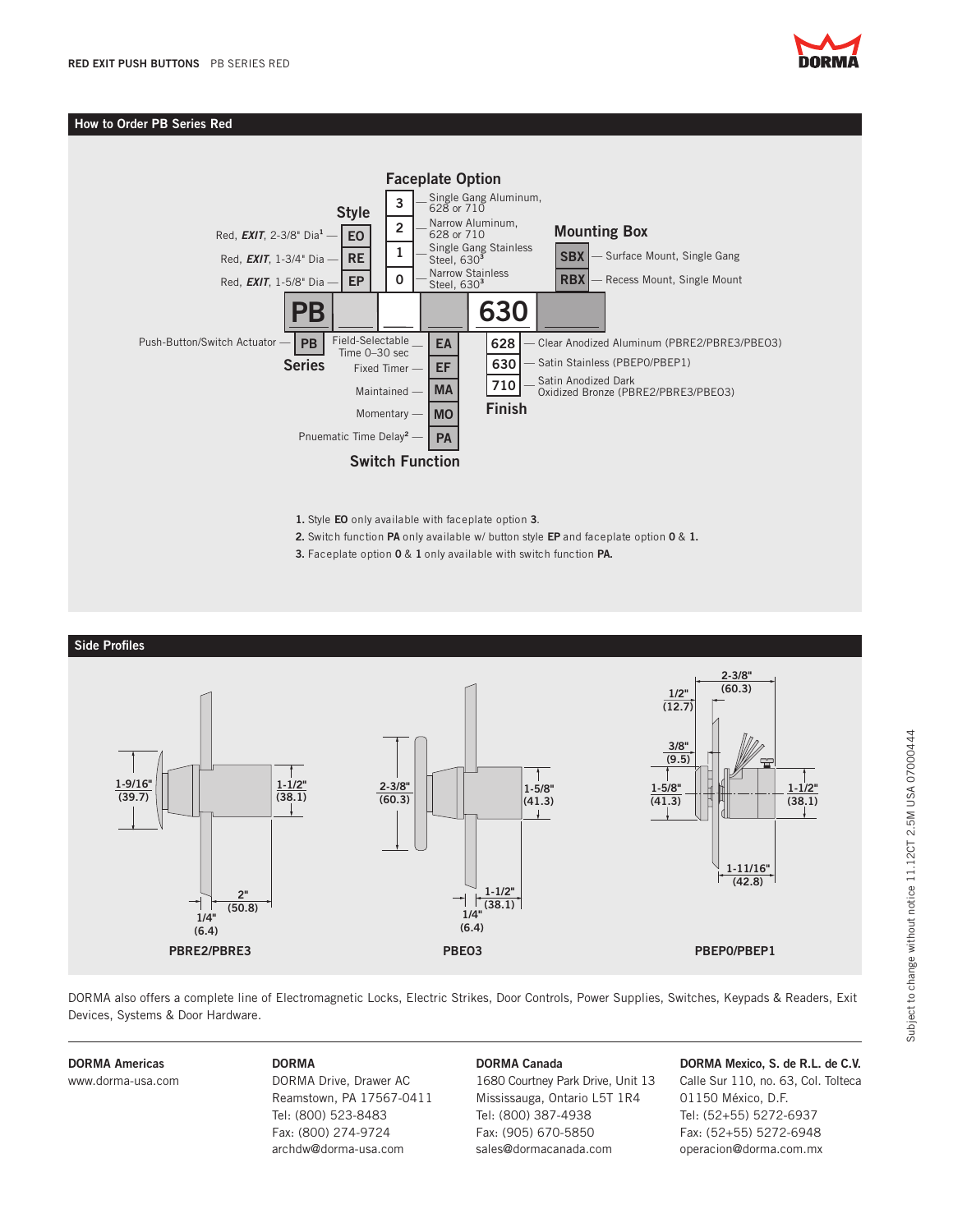## How to Order PB Series Red

PB | Style | Faceplate Option | Switch Function | Finish (630) | Mounting Box

**Series**

Push-Button/Switch Actuator — **PB**

**Style**

- Red, ***EXIT***, 2-3/8" Dia[1] — **EO**
- Red, ***EXIT***, 1-3/4" Dia — **RE**
- Red, ***EXIT***, 1-5/8" Dia — **EP**

**Faceplate Option**

- **3** — Single Gang Aluminum, 628 or 710
- **2** — Narrow Aluminum, 628 or 710
- **1** — Single Gang Stainless Steel, 630[3]
- **0** — Narrow Stainless Steel, 630[3]

**Switch Function**

- Field-Selectable Time 0–30 sec — **EA**
- Fixed Timer — **EF**
- Maintained — **MA**
- Momentary — **MO**
- Pnuematic Time Delay[2] — **PA**

**Finish**

- **628** — Clear Anodized Aluminum (PBRE2/PBRE3/PBEO3)
- **630** — Satin Stainless (PBEP0/PBEP1)
- **710** — Satin Anodized Dark Oxidized Bronze (PBRE2/PBRE3/PBEO3)

**Mounting Box**

- **SBX** — Surface Mount, Single Gang
- **RBX** — Recess Mount, Single Mount

1. Style **EO** only available with faceplate option **3**.
2. Switch function **PA** only available w/ button style **EP** and faceplate option **0** & **1.**
3. Faceplate option **0** & **1** only available with switch function **PA.**

## Side Profiles

1-9/16" (39.7)
1-1/2" (38.1)
2" (50.8)
1/4" (6.4)

**PBRE2/PBRE3**

2-3/8" (60.3)
1-5/8" (41.3)
1-1/2" (38.1)
1/4" (6.4)

**PBEO3**

2-3/8" (60.3)
1/2" (12.7)
3/8" (9.5)
1-5/8" (41.3)
1-1/2" (38.1)
1-11/16" (42.8)

**PBEP0/PBEP1**

DORMA also offers a complete line of Electromagnetic Locks, Electric Strikes, Door Controls, Power Supplies, Switches, Keypads & Readers, Exit Devices, Systems & Door Hardware.

**DORMA Americas**
www.dorma-usa.com

**DORMA**
DORMA Drive, Drawer AC
Reamstown, PA 17567-0411
Tel: (800) 523-8483
Fax: (800) 274-9724
archdw@dorma-usa.com

**DORMA Canada**
1680 Courtney Park Drive, Unit 13
Mississauga, Ontario L5T 1R4
Tel: (800) 387-4938
Fax: (905) 670-5850
sales@dormacanada.com

**DORMA Mexico, S. de R.L. de C.V.**
Calle Sur 110, no. 63, Col. Tolteca
01150 México, D.F.
Tel: (52+55) 5272-6937
Fax: (52+55) 5272-6948
operacion@dorma.com.mx

Subject to change without notice 11.12CT 2.5M USA 07000444